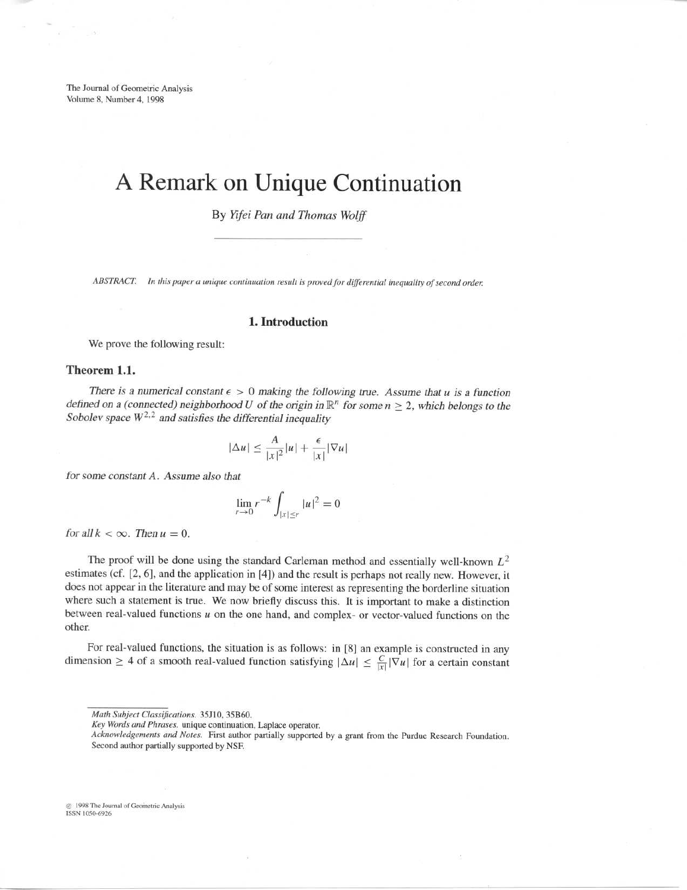# A Remark on Unique Continuation

By *Yifei Pan and Thomas Wolff*

---

ABSTRACT. *In this paper a unique continuation result is proved for differential inequality of second order.*

## 1. Introduction

We prove the following result:

### Theorem 1.1.

*There is a numerical constant $\epsilon > 0$ making the following true. Assume that $u$ is a function defined on a (connected) neighborhood $U$ of the origin in $\mathbb{R}^n$ for some $n \geq 2$, which belongs to the Sobolev space $W^{2,2}$ and satisfies the differential inequality*

$$|\Delta u| \leq \frac{A}{|x|^2}|u| + \frac{\epsilon}{|x|}|\nabla u|$$

*for some constant $A$. Assume also that*

$$\lim_{r \to 0} r^{-k} \int_{|x| \leq r} |u|^2 = 0$$

*for all $k < \infty$. Then $u = 0$.*

The proof will be done using the standard Carleman method and essentially well-known $L^2$ estimates (cf. [2, 6], and the application in [4]) and the result is perhaps not really new. However, it does not appear in the literature and may be of some interest as representing the borderline situation where such a statement is true. We now briefly discuss this. It is important to make a distinction between real-valued functions $u$ on the one hand, and complex- or vector-valued functions on the other.

For real-valued functions, the situation is as follows: in [8] an example is constructed in any dimension $\geq 4$ of a smooth real-valued function satisfying $|\Delta u| \leq \frac{C}{|x|}|\nabla u|$ for a certain constant

---

*Math Subject Classifications.* 35J10, 35B60.

*Key Words and Phrases.* unique continuation, Laplace operator.

*Acknowledgements and Notes.* First author partially supported by a grant from the Purdue Research Foundation. Second author partially supported by NSF.

© 1998 The Journal of Geometric Analysis
ISSN 1050-6926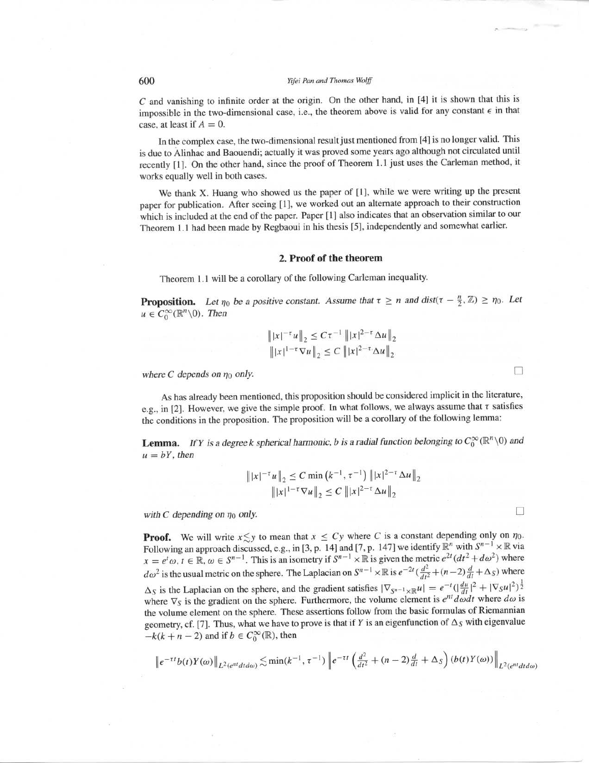$C$ and vanishing to infinite order at the origin. On the other hand, in [4] it is shown that this is impossible in the two-dimensional case, i.e., the theorem above is valid for any constant $\epsilon$ in that case, at least if $A = 0$.

In the complex case, the two-dimensional result just mentioned from [4] is no longer valid. This is due to Alinhac and Baouendi; actually it was proved some years ago although not circulated until recently [1]. On the other hand, since the proof of Theorem 1.1 just uses the Carleman method, it works equally well in both cases.

We thank X. Huang who showed us the paper of [1], while we were writing up the present paper for publication. After seeing [1], we worked out an alternate approach to their construction which is included at the end of the paper. Paper [1] also indicates that an observation similar to our Theorem 1.1 had been made by Regbaoui in his thesis [5], independently and somewhat earlier.

## 2. Proof of the theorem

Theorem 1.1 will be a corollary of the following Carleman inequality.

**Proposition.** *Let $\eta_0$ be a positive constant. Assume that $\tau \geq n$ and $dist(\tau - \frac{n}{2}, \mathbb{Z}) \geq \eta_0$. Let $u \in C_0^\infty(\mathbb{R}^n \backslash 0)$. Then*

$$\left\| |x|^{-\tau} u \right\|_2 \leq C\tau^{-1} \left\| |x|^{2-\tau} \Delta u \right\|_2$$

$$\left\| |x|^{1-\tau} \nabla u \right\|_2 \leq C \left\| |x|^{2-\tau} \Delta u \right\|_2$$

*where $C$ depends on $\eta_0$ only.* □

As has already been mentioned, this proposition should be considered implicit in the literature, e.g., in [2]. However, we give the simple proof. In what follows, we always assume that $\tau$ satisfies the conditions in the proposition. The proposition will be a corollary of the following lemma:

**Lemma.** *If $Y$ is a degree $k$ spherical harmonic, $b$ is a radial function belonging to $C_0^\infty(\mathbb{R}^n \backslash 0)$ and $u = bY$, then*

$$\left\| |x|^{-\tau} u \right\|_2 \leq C \min\left(k^{-1}, \tau^{-1}\right) \left\| |x|^{2-\tau} \Delta u \right\|_2$$

$$\left\| |x|^{1-\tau} \nabla u \right\|_2 \leq C \left\| |x|^{2-\tau} \Delta u \right\|_2$$

*with $C$ depending on $\eta_0$ only.* □

**Proof.** We will write $x \lesssim y$ to mean that $x \leq Cy$ where $C$ is a constant depending only on $\eta_0$. Following an approach discussed, e.g., in [3, p. 14] and [7, p. 147] we identify $\mathbb{R}^n$ with $S^{n-1} \times \mathbb{R}$ via $x = e^t \omega$, $t \in \mathbb{R}$, $\omega \in S^{n-1}$. This is an isometry if $S^{n-1} \times \mathbb{R}$ is given the metric $e^{2t}(dt^2 + d\omega^2)$ where $d\omega^2$ is the usual metric on the sphere. The Laplacian on $S^{n-1} \times \mathbb{R}$ is $e^{-2t}(\frac{d^2}{dt^2} + (n-2)\frac{d}{dt} + \Delta_S)$ where $\Delta_S$ is the Laplacian on the sphere, and the gradient satisfies $|\nabla_{S^{n-1} \times \mathbb{R}} u| = e^{-t}(|\frac{du}{dt}|^2 + |\nabla_S u|^2)^{\frac{1}{2}}$ where $\nabla_S$ is the gradient on the sphere. Furthermore, the volume element is $e^{nt} d\omega dt$ where $d\omega$ is the volume element on the sphere. These assertions follow from the basic formulas of Riemannian geometry, cf. [7]. Thus, what we have to prove is that if $Y$ is an eigenfunction of $\Delta_S$ with eigenvalue $-k(k+n-2)$ and if $b \in C_0^\infty(\mathbb{R})$, then

$$\left\| e^{-\tau t} b(t) Y(\omega) \right\|_{L^2(e^{nt} dt d\omega)} \lesssim \min(k^{-1}, \tau^{-1}) \left\| e^{-\tau t} \left( \frac{d^2}{dt^2} + (n-2)\frac{d}{dt} + \Delta_S \right) (b(t) Y(\omega)) \right\|_{L^2(e^{nt} dt d\omega)}$$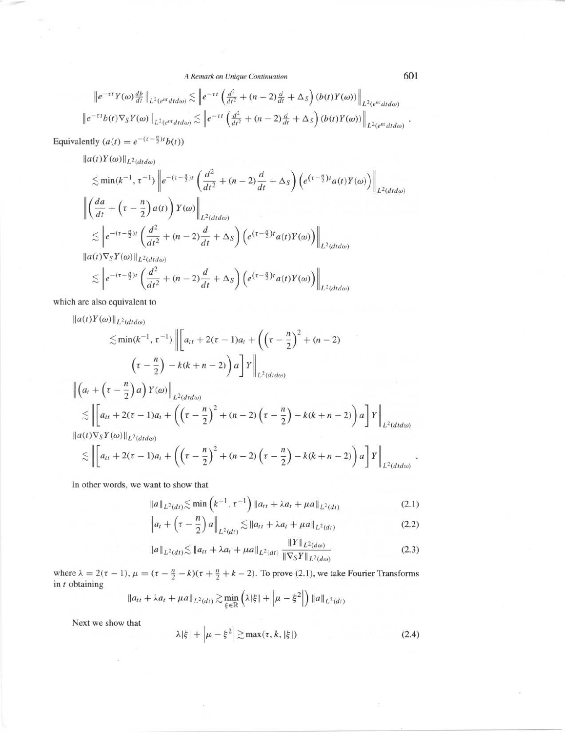$$\left\|e^{-\tau t} Y(\omega) \frac{db}{dt}\right\|_{L^2(e^{nt}dtd\omega)} \lesssim \left\| e^{-\tau t}\left(\frac{d^2}{dt^2} + (n-2)\frac{d}{dt} + \Delta_S\right)(b(t)Y(\omega))\right\|_{L^2(e^{nt}dtd\omega)}$$

$$\left\|e^{-\tau t} b(t)\nabla_S Y(\omega)\right\|_{L^2(e^{nt}dtd\omega)} \lesssim \left\| e^{-\tau t}\left(\frac{d^2}{dt^2} + (n-2)\frac{d}{dt} + \Delta_S\right)(b(t)Y(\omega))\right\|_{L^2(e^{nt}dtd\omega)}.$$

Equivalently $(a(t) = e^{-(\tau - \frac{n}{2})t} b(t))$

$$\|a(t)Y(\omega)\|_{L^2(dtd\omega)} \lesssim \min(k^{-1}, \tau^{-1}) \left\| e^{-(\tau-\frac{n}{2})t}\left(\frac{d^2}{dt^2} + (n-2)\frac{d}{dt} + \Delta_S\right)\left(e^{(\tau-\frac{n}{2})t}a(t)Y(\omega)\right)\right\|_{L^2(dtd\omega)}$$

$$\left\|\left(\frac{da}{dt} + \left(\tau - \frac{n}{2}\right)a(t)\right)Y(\omega)\right\|_{L^2(dtd\omega)} \lesssim \left\| e^{-(\tau-\frac{n}{2})t}\left(\frac{d^2}{dt^2} + (n-2)\frac{d}{dt} + \Delta_S\right)\left(e^{(\tau-\frac{n}{2})t}a(t)Y(\omega)\right)\right\|_{L^2(dtd\omega)}$$

$$\|a(t)\nabla_S Y(\omega)\|_{L^2(dtd\omega)} \lesssim \left\| e^{-(\tau-\frac{n}{2})t}\left(\frac{d^2}{dt^2} + (n-2)\frac{d}{dt} + \Delta_S\right)\left(e^{(\tau-\frac{n}{2})t}a(t)Y(\omega)\right)\right\|_{L^2(dtd\omega)}$$

which are also equivalent to

$$\|a(t)Y(\omega)\|_{L^2(dtd\omega)} \lesssim \min(k^{-1}, \tau^{-1}) \left\| \left[a_{tt} + 2(\tau-1)a_t + \left(\left(\tau - \frac{n}{2}\right)^2 + (n-2)\left(\tau - \frac{n}{2}\right) - k(k+n-2)\right)a\right]Y\right\|_{L^2(dtd\omega)}$$

$$\left\|\left(a_t + \left(\tau - \frac{n}{2}\right)a\right)Y(\omega)\right\|_{L^2(dtd\omega)} \lesssim \left\| \left[a_{tt} + 2(\tau-1)a_t + \left(\left(\tau - \frac{n}{2}\right)^2 + (n-2)\left(\tau - \frac{n}{2}\right) - k(k+n-2)\right)a\right]Y\right\|_{L^2(dtd\omega)}$$

$$\|a(t)\nabla_S Y(\omega)\|_{L^2(dtd\omega)} \lesssim \left\| \left[a_{tt} + 2(\tau-1)a_t + \left(\left(\tau - \frac{n}{2}\right)^2 + (n-2)\left(\tau - \frac{n}{2}\right) - k(k+n-2)\right)a\right]Y\right\|_{L^2(dtd\omega)}.$$

In other words, we want to show that

$$\|a\|_{L^2(dt)} \lesssim \min\left(k^{-1}, \tau^{-1}\right)\|a_{tt} + \lambda a_t + \mu a\|_{L^2(dt)} \tag{2.1}$$

$$\left\|a_t + \left(\tau - \frac{n}{2}\right)a\right\|_{L^2(dt)} \lesssim \|a_{tt} + \lambda a_t + \mu a\|_{L^2(dt)} \tag{2.2}$$

$$\|a\|_{L^2(dt)} \lesssim \|a_{tt} + \lambda a_t + \mu a\|_{L^2(dt)} \frac{\|Y\|_{L^2(d\omega)}}{\|\nabla_S Y\|_{L^2(d\omega)}} \tag{2.3}$$

where $\lambda = 2(\tau - 1)$, $\mu = (\tau - \frac{n}{2} - k)(\tau + \frac{n}{2} + k - 2)$. To prove (2.1), we take Fourier Transforms in $t$ obtaining

$$\|a_{tt} + \lambda a_t + \mu a\|_{L^2(dt)} \gtrsim \min_{\xi \in \mathbb{R}}\left(\lambda|\xi| + \left|\mu - \xi^2\right|\right)\|a\|_{L^2(dt)}$$

Next we show that

$$\lambda|\xi| + \left|\mu - \xi^2\right| \gtrsim \max(\tau, k, |\xi|) \tag{2.4}$$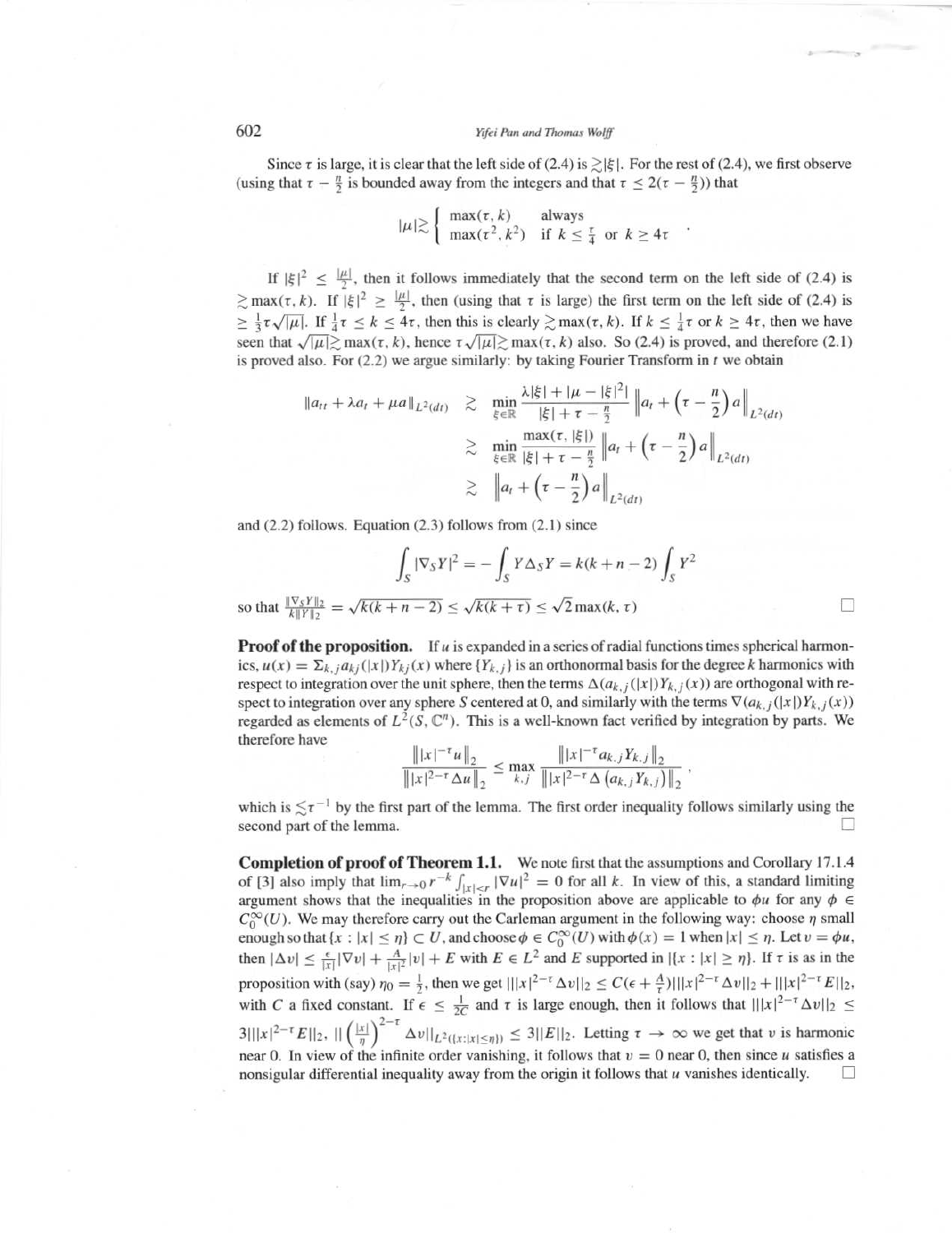Since $\tau$ is large, it is clear that the left side of (2.4) is $\gtrsim |\xi|$. For the rest of (2.4), we first observe (using that $\tau - \frac{n}{2}$ is bounded away from the integers and that $\tau \leq 2(\tau - \frac{n}{2})$) that

$$|\mu| \gtrsim \begin{cases} \max(\tau, k) & \text{always} \\ \max(\tau^2, k^2) & \text{if } k \leq \frac{\tau}{4} \text{ or } k \geq 4\tau \end{cases} .$$

If $|\xi|^2 \leq \frac{|\mu|}{2}$, then it follows immediately that the second term on the left side of (2.4) is $\gtrsim \max(\tau, k)$. If $|\xi|^2 \geq \frac{|\mu|}{2}$, then (using that $\tau$ is large) the first term on the left side of (2.4) is $\geq \frac{1}{3}\tau\sqrt{|\mu|}$. If $\frac{1}{4}\tau \leq k \leq 4\tau$, then this is clearly $\gtrsim \max(\tau, k)$. If $k \leq \frac{1}{4}\tau$ or $k \geq 4\tau$, then we have seen that $\sqrt{|\mu|} \gtrsim \max(\tau, k)$, hence $\tau\sqrt{|\mu|} \gtrsim \max(\tau, k)$ also. So (2.4) is proved, and therefore (2.1) is proved also. For (2.2) we argue similarly: by taking Fourier Transform in $t$ we obtain

$$\begin{aligned} \|a_{tt} + \lambda a_t + \mu a\|_{L^2(dt)} &\gtrsim \min_{\xi \in \mathbb{R}} \frac{\lambda|\xi| + |\mu - |\xi|^2|}{|\xi| + \tau - \frac{n}{2}} \left\| a_t + \left(\tau - \frac{n}{2}\right) a \right\|_{L^2(dt)} \\ &\gtrsim \min_{\xi \in \mathbb{R}} \frac{\max(\tau, |\xi|)}{|\xi| + \tau - \frac{n}{2}} \left\| a_t + \left(\tau - \frac{n}{2}\right) a \right\|_{L^2(dt)} \\ &\gtrsim \left\| a_t + \left(\tau - \frac{n}{2}\right) a \right\|_{L^2(dt)} \end{aligned}$$

and (2.2) follows. Equation (2.3) follows from (2.1) since

$$\int_S |\nabla_S Y|^2 = -\int_S Y \Delta_S Y = k(k + n - 2) \int_S Y^2$$

so that $\frac{\|\nabla_S Y\|_2}{k\|Y\|_2} = \sqrt{k(k+n-2)} \leq \sqrt{k(k+\tau)} \leq \sqrt{2}\max(k, \tau)$ □

**Proof of the proposition.** If $u$ is expanded in a series of radial functions times spherical harmonics, $u(x) = \Sigma_{k,j} a_{kj}(|x|) Y_{kj}(x)$ where $\{Y_{k,j}\}$ is an orthonormal basis for the degree $k$ harmonics with respect to integration over the unit sphere, then the terms $\Delta(a_{k,j}(|x|)Y_{k,j}(x))$ are orthogonal with respect to integration over any sphere $S$ centered at 0, and similarly with the terms $\nabla(a_{k,j}(|x|)Y_{k,j}(x))$ regarded as elements of $L^2(S, \mathbb{C}^n)$. This is a well-known fact verified by integration by parts. We therefore have

$$\frac{\||x|^{-\tau} u\|_2}{\||x|^{2-\tau} \Delta u\|_2} \leq \max_{k,j} \frac{\||x|^{-\tau} a_{k,j} Y_{k,j}\|_2}{\||x|^{2-\tau} \Delta(a_{k,j} Y_{k,j})\|_2},$$

which is $\lesssim \tau^{-1}$ by the first part of the lemma. The first order inequality follows similarly using the second part of the lemma. □

**Completion of proof of Theorem 1.1.** We note first that the assumptions and Corollary 17.1.4 of [3] also imply that $\lim_{r \to 0} r^{-k} \int_{|x|<r} |\nabla u|^2 = 0$ for all $k$. In view of this, a standard limiting argument shows that the inequalities in the proposition above are applicable to $\phi u$ for any $\phi \in C_0^\infty(U)$. We may therefore carry out the Carleman argument in the following way: choose $\eta$ small enough so that $\{x : |x| \leq \eta\} \subset U$, and choose $\phi \in C_0^\infty(U)$ with $\phi(x) = 1$ when $|x| \leq \eta$. Let $v = \phi u$, then $|\Delta v| \leq \frac{\epsilon}{|x|}|\nabla v| + \frac{A}{|x|^2}|v| + E$ with $E \in L^2$ and $E$ supported in $|\{x : |x| \geq \eta\}$. If $\tau$ is as in the proposition with (say) $\eta_0 = \frac{1}{2}$, then we get $\||x|^{2-\tau}\Delta v\|_2 \leq C(\epsilon + \frac{A}{\tau})\||x|^{2-\tau}\Delta v\|_2 + \||x|^{2-\tau}E\|_2$, with $C$ a fixed constant. If $\epsilon \leq \frac{1}{2C}$ and $\tau$ is large enough, then it follows that $\||x|^{2-\tau}\Delta v\|_2 \leq 3\||x|^{2-\tau}E\|_2$, $\|\left(\frac{|x|}{\eta}\right)^{2-\tau} \Delta v\|_{L^2(\{x:|x|\leq\eta\})} \leq 3\|E\|_2$. Letting $\tau \to \infty$ we get that $v$ is harmonic near 0. In view of the infinite order vanishing, it follows that $v = 0$ near 0, then since $u$ satisfies a nonsingular differential inequality away from the origin it follows that $u$ vanishes identically. □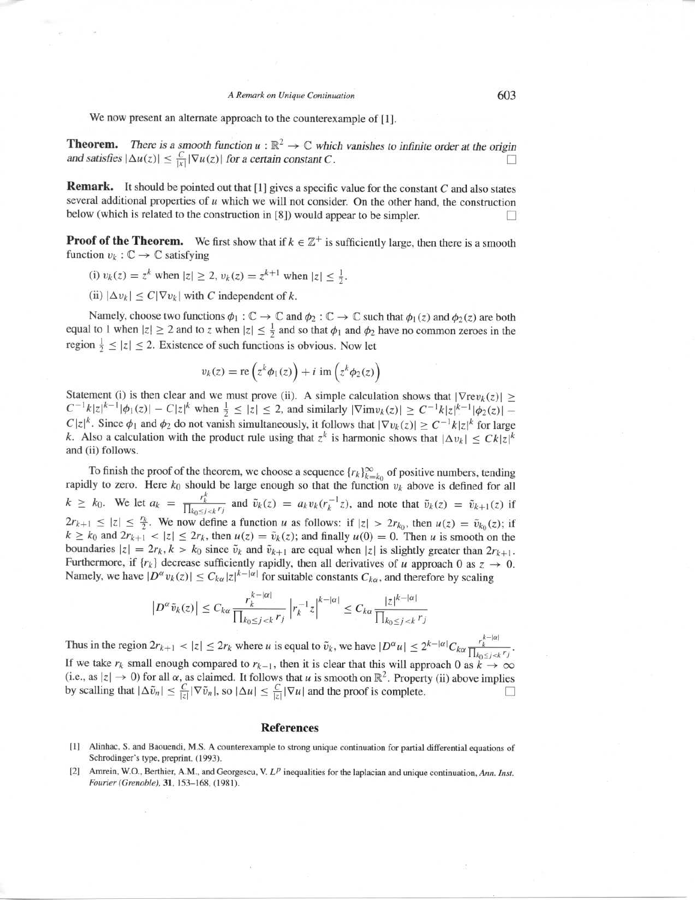We now present an alternate approach to the counterexample of [1].

**Theorem.** *There is a smooth function $u : \mathbb{R}^2 \to \mathbb{C}$ which vanishes to infinite order at the origin and satisfies $|\Delta u(z)| \leq \frac{C}{|x|}|\nabla u(z)|$ for a certain constant $C$.* □

**Remark.** It should be pointed out that [1] gives a specific value for the constant $C$ and also states several additional properties of $u$ which we will not consider. On the other hand, the construction below (which is related to the construction in [8]) would appear to be simpler. □

**Proof of the Theorem.** We first show that if $k \in \mathbb{Z}^+$ is sufficiently large, then there is a smooth function $v_k : \mathbb{C} \to \mathbb{C}$ satisfying

(i) $v_k(z) = z^k$ when $|z| \geq 2$, $v_k(z) = z^{k+1}$ when $|z| \leq \frac{1}{2}$.

(ii) $|\Delta v_k| \leq C|\nabla v_k|$ with $C$ independent of $k$.

Namely, choose two functions $\phi_1 : \mathbb{C} \to \mathbb{C}$ and $\phi_2 : \mathbb{C} \to \mathbb{C}$ such that $\phi_1(z)$ and $\phi_2(z)$ are both equal to 1 when $|z| \geq 2$ and to $z$ when $|z| \leq \frac{1}{2}$ and so that $\phi_1$ and $\phi_2$ have no common zeroes in the region $\frac{1}{2} \leq |z| \leq 2$. Existence of such functions is obvious. Now let

$$v_k(z) = \text{re}\left(z^k \phi_1(z)\right) + i\ \text{im}\left(z^k \phi_2(z)\right)$$

Statement (i) is then clear and we must prove (ii). A simple calculation shows that $|\nabla \text{re} v_k(z)| \geq C^{-1}k|z|^{k-1}|\phi_1(z)| - C|z|^k$ when $\frac{1}{2} \leq |z| \leq 2$, and similarly $|\nabla \text{im} v_k(z)| \geq C^{-1}k|z|^{k-1}|\phi_2(z)| - C|z|^k$. Since $\phi_1$ and $\phi_2$ do not vanish simultaneously, it follows that $|\nabla v_k(z)| \geq C^{-1}k|z|^k$ for large $k$. Also a calculation with the product rule using that $z^k$ is harmonic shows that $|\Delta v_k| \leq Ck|z|^k$ and (ii) follows.

To finish the proof of the theorem, we choose a sequence $\{r_k\}_{k=k_0}^{\infty}$ of positive numbers, tending rapidly to zero. Here $k_0$ should be large enough so that the function $v_k$ above is defined for all $k \geq k_0$. We let $a_k = \frac{r_k^k}{\prod_{k_0 \leq j < k} r_j}$ and $\tilde{v}_k(z) = a_k v_k(r_k^{-1}z)$, and note that $\tilde{v}_k(z) = \tilde{v}_{k+1}(z)$ if $2r_{k+1} \leq |z| \leq \frac{r_k}{2}$. We now define a function $u$ as follows: if $|z| > 2r_{k_0}$, then $u(z) = \tilde{v}_{k_0}(z)$; if $k \geq k_0$ and $2r_{k+1} < |z| \leq 2r_k$, then $u(z) = \tilde{v}_k(z)$; and finally $u(0) = 0$. Then $u$ is smooth on the boundaries $|z| = 2r_k, k > k_0$ since $\tilde{v}_k$ and $\tilde{v}_{k+1}$ are equal when $|z|$ is slightly greater than $2r_{k+1}$. Furthermore, if $\{r_k\}$ decrease sufficiently rapidly, then all derivatives of $u$ approach 0 as $z \to 0$. Namely, we have $|D^\alpha v_k(z)| \leq C_{k\alpha}|z|^{k-|\alpha|}$ for suitable constants $C_{k\alpha}$, and therefore by scaling

$$\left|D^\alpha \tilde{v}_k(z)\right| \leq C_{k\alpha}\frac{r_k^{k-|\alpha|}}{\prod_{k_0 \leq j < k} r_j}\left|r_k^{-1}z\right|^{k-|\alpha|} \leq C_{k\alpha}\frac{|z|^{k-|\alpha|}}{\prod_{k_0 \leq j < k} r_j}$$

Thus in the region $2r_{k+1} < |z| \leq 2r_k$ where $u$ is equal to $\tilde{v}_k$, we have $|D^\alpha u| \leq 2^{k-|\alpha|}C_{k\alpha}\frac{r_k^{k-|\alpha|}}{\prod_{k_0 \leq j < k} r_j}$. If we take $r_k$ small enough compared to $r_{k-1}$, then it is clear that this will approach 0 as $k \to \infty$ (i.e., as $|z| \to 0$) for all $\alpha$, as claimed. It follows that $u$ is smooth on $\mathbb{R}^2$. Property (ii) above implies by scalling that $|\Delta \tilde{v}_n| \leq \frac{C}{|z|}|\nabla \tilde{v}_n|$, so $|\Delta u| \leq \frac{C}{|z|}|\nabla u|$ and the proof is complete. □

## References

[1] Alinhac, S. and Baouendi, M.S. A counterexample to strong unique continuation for partial differential equations of Schrodinger's type, preprint, (1993).

[2] Amrein, W.O., Berthier, A.M., and Georgescu, V. $L^p$ inequalities for the laplacian and unique continuation, *Ann. Inst. Fourier (Grenoble)*, **31**, 153–168, (1981).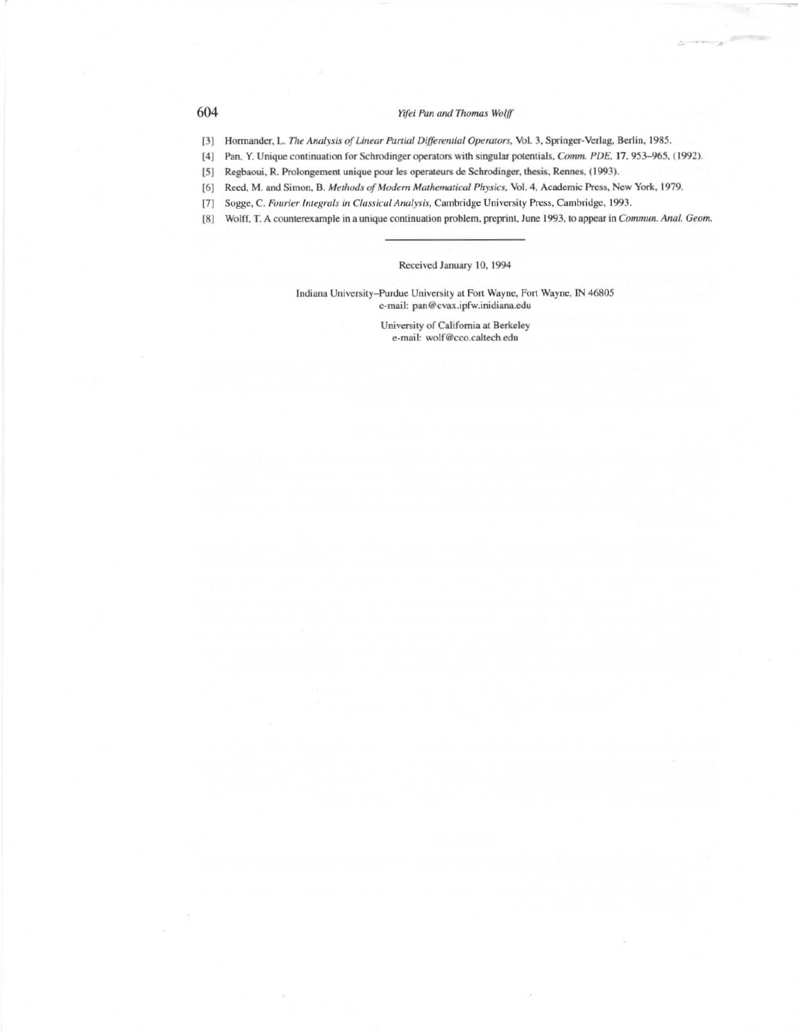[3] Hormander, L. *The Analysis of Linear Partial Differential Operators,* Vol. 3, Springer-Verlag, Berlin, 1985.

[4] Pan, Y. Unique continuation for Schrodinger operators with singular potentials, *Comm. PDE,* **17**, 953–965, (1992).

[5] Regbaoui, R. Prolongement unique pour les operateurs de Schrodinger, thesis, Rennes, (1993).

[6] Reed, M. and Simon, B. *Methods of Modern Mathematical Physics,* Vol. 4, Academic Press, New York, 1979.

[7] Sogge, C. *Fourier Integrals in Classical Analysis,* Cambridge University Press, Cambridge, 1993.

[8] Wolff, T. A counterexample in a unique continuation problem, preprint, June 1993, to appear in *Commun. Anal. Geom.*

---

Received January 10, 1994

Indiana University–Purdue University at Fort Wayne, Fort Wayne, IN 46805
e-mail: pan@cvax.ipfw.inidiana.edu

University of California at Berkeley
e-mail: wolf@cco.caltech.edu